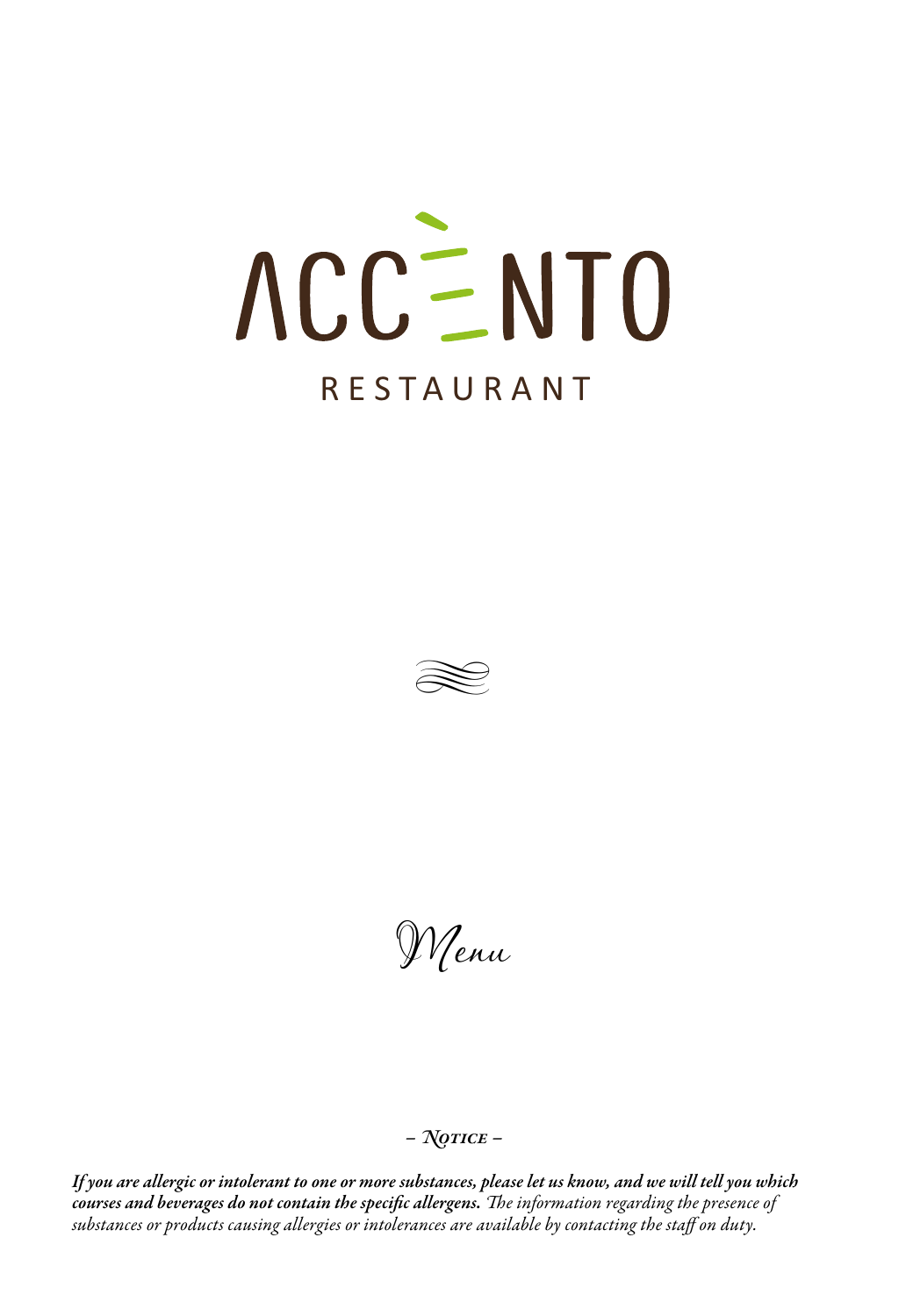# ACCÈNTO

## RESTAURANT

# Menu

– *Notice* –

***If you are allergic or intolerant to one or more substances, please let us know, and we will tell you which courses and beverages do not contain the specific allergens.*** *The information regarding the presence of substances or products causing allergies or intolerances are available by contacting the staff on duty.*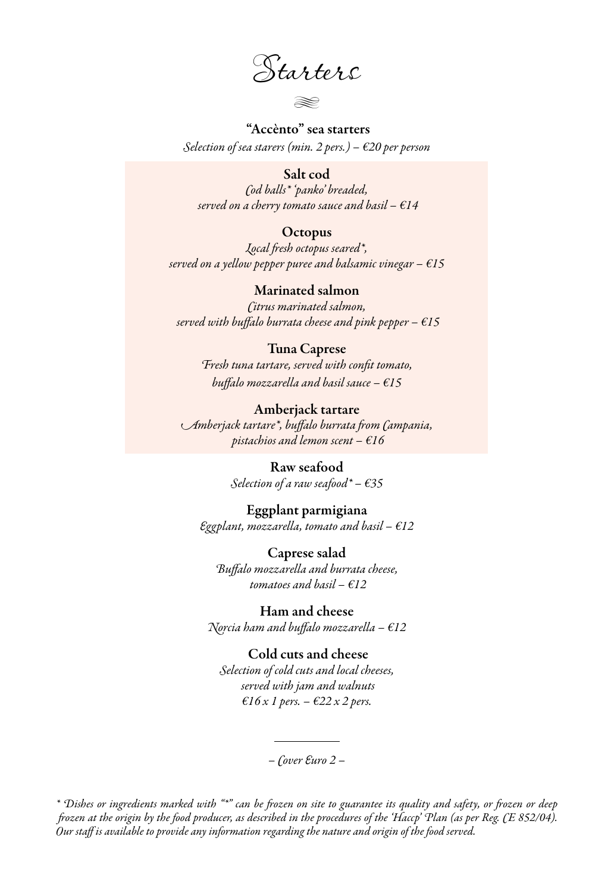# Starters

**"Accènto" sea starters**
*Selection of sea starers (min. 2 pers.) – €20 per person*

**Salt cod**
*Cod balls* 'panko' breaded,*
*served on a cherry tomato sauce and basil – €14*

**Octopus**
*Local fresh octopus seared*,*
*served on a yellow pepper puree and balsamic vinegar – €15*

**Marinated salmon**
*Citrus marinated salmon,*
*served with buffalo burrata cheese and pink pepper – €15*

**Tuna Caprese**
*Fresh tuna tartare, served with confit tomato,*
*buffalo mozzarella and basil sauce – €15*

**Amberjack tartare**
*Amberjack tartare*, buffalo burrata from Campania,*
*pistachios and lemon scent – €16*

**Raw seafood**
*Selection of a raw seafood* – €35*

**Eggplant parmigiana**
*Eggplant, mozzarella, tomato and basil – €12*

**Caprese salad**
*Buffalo mozzarella and burrata cheese,*
*tomatoes and basil – €12*

**Ham and cheese**
*Norcia ham and buffalo mozzarella – €12*

**Cold cuts and cheese**
*Selection of cold cuts and local cheeses,*
*served with jam and walnuts*
*€16 x 1 pers. – €22 x 2 pers.*

---

*– Cover Euro 2 –*

*\* Dishes or ingredients marked with "*" can be frozen on site to guarantee its quality and safety, or frozen or deep frozen at the origin by the food producer, as described in the procedures of the 'Haccp' Plan (as per Reg. CE 852/04). Our staff is available to provide any information regarding the nature and origin of the food served.*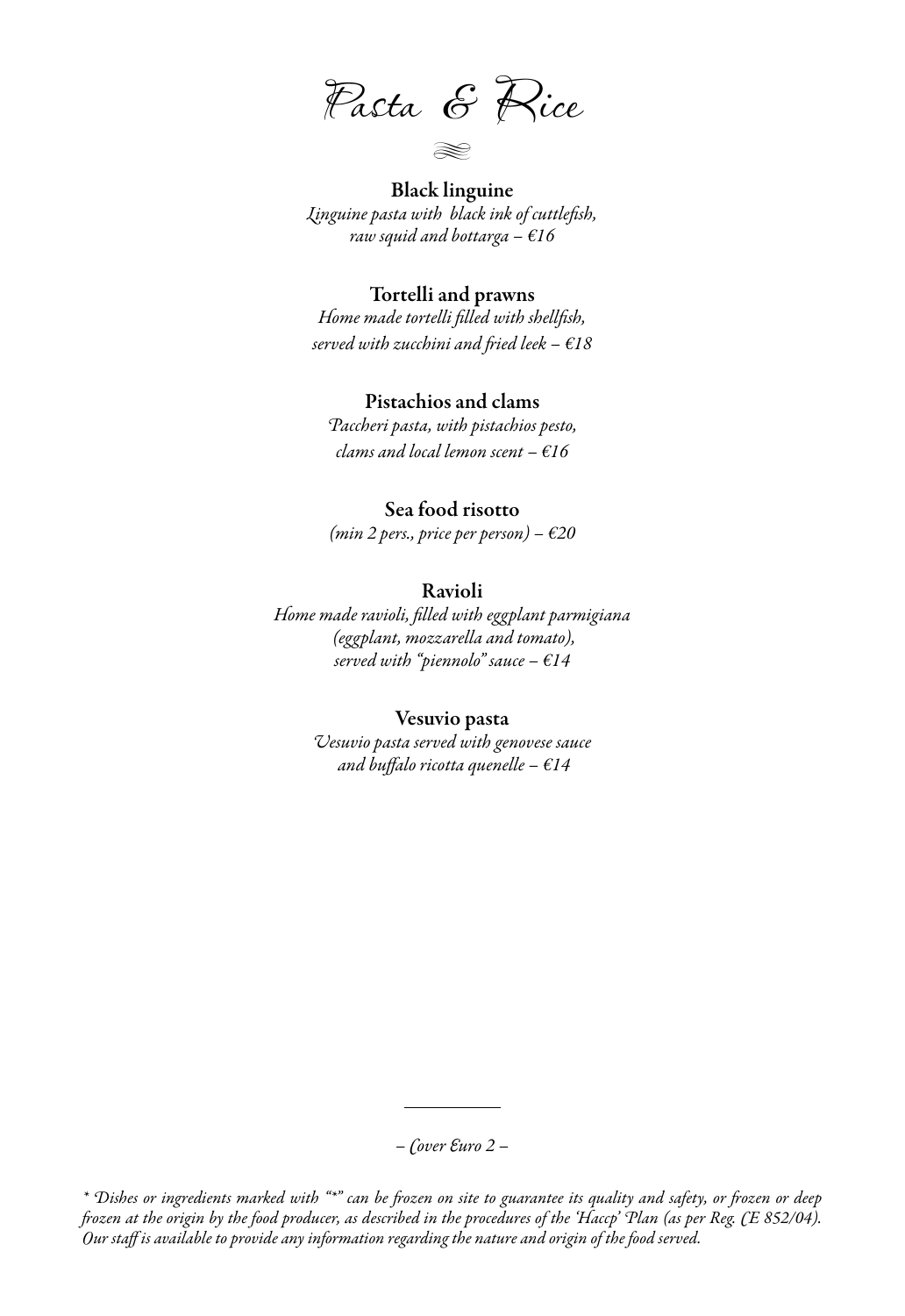# Pasta & Rice

**Black linguine**
*Linguine pasta with black ink of cuttlefish,*
*raw squid and bottarga – €16*

**Tortelli and prawns**
*Home made tortelli filled with shellfish,*
*served with zucchini and fried leek – €18*

**Pistachios and clams**
*Paccheri pasta, with pistachios pesto,*
*clams and local lemon scent – €16*

**Sea food risotto**
*(min 2 pers., price per person) – €20*

**Ravioli**
*Home made ravioli, filled with eggplant parmigiana*
*(eggplant, mozzarella and tomato),*
*served with "piennolo" sauce – €14*

**Vesuvio pasta**
*Vesuvio pasta served with genovese sauce*
*and buffalo ricotta quenelle – €14*

---

*– Cover Euro 2 –*

*\* Dishes or ingredients marked with "\*" can be frozen on site to guarantee its quality and safety, or frozen or deep frozen at the origin by the food producer, as described in the procedures of the 'Haccp' Plan (as per Reg. CE 852/04). Our staff is available to provide any information regarding the nature and origin of the food served.*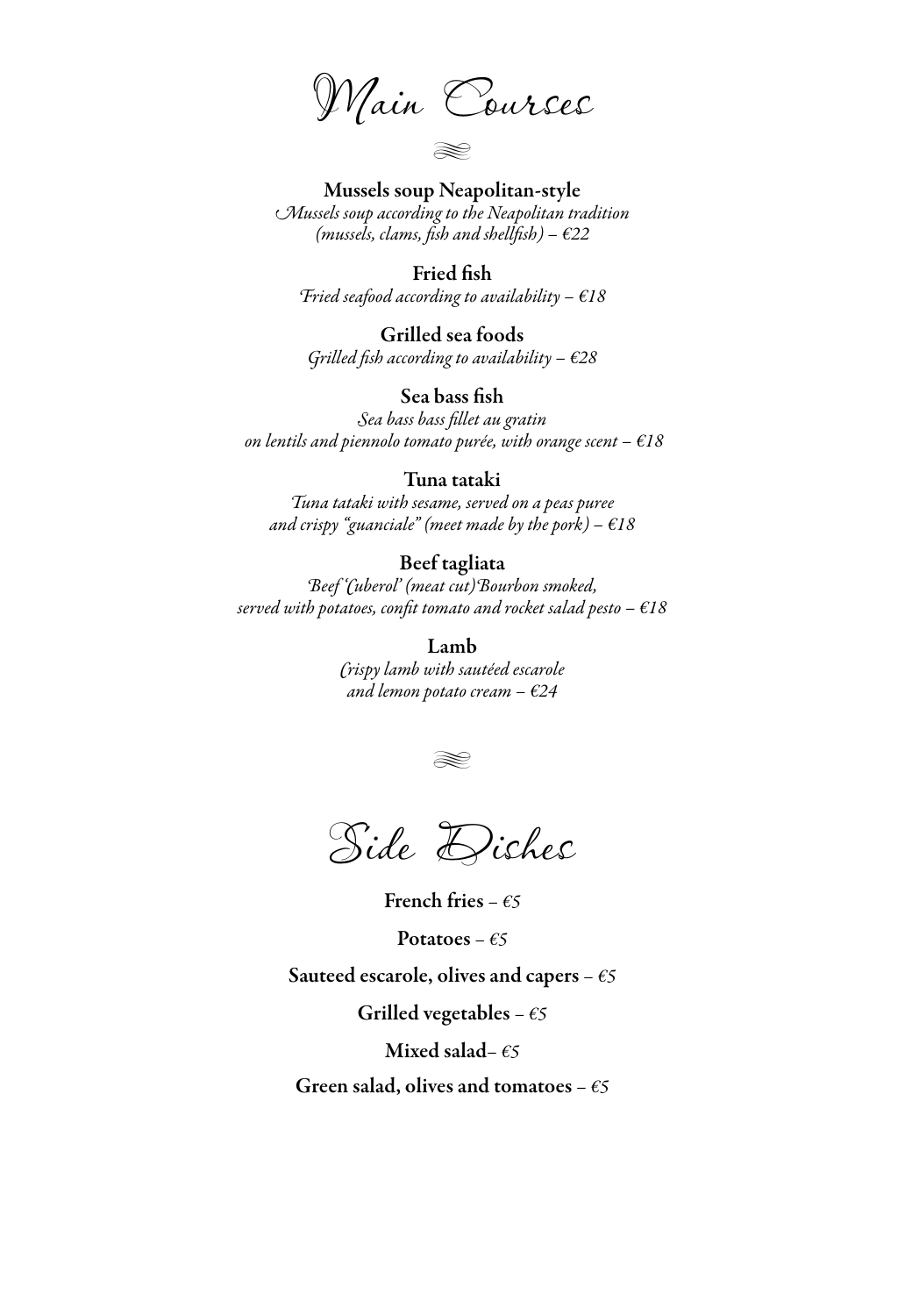# Main Courses

**Mussels soup Neapolitan-style**
*Mussels soup according to the Neapolitan tradition (mussels, clams, fish and shellfish) – €22*

**Fried fish**
*Fried seafood according to availability – €18*

**Grilled sea foods**
*Grilled fish according to availability – €28*

**Sea bass fish**
*Sea bass bass fillet au gratin on lentils and piennolo tomato purée, with orange scent – €18*

**Tuna tataki**
*Tuna tataki with sesame, served on a peas puree and crispy "guanciale" (meet made by the pork) – €18*

**Beef tagliata**
*Beef 'Cuberol' (meat cut) Bourbon smoked, served with potatoes, confit tomato and rocket salad pesto – €18*

**Lamb**
*Crispy lamb with sautéed escarole and lemon potato cream – €24*

# Side Dishes

**French fries** – *€5*

**Potatoes** – *€5*

**Sauteed escarole, olives and capers** – *€5*

**Grilled vegetables** – *€5*

**Mixed salad**– *€5*

**Green salad, olives and tomatoes** – *€5*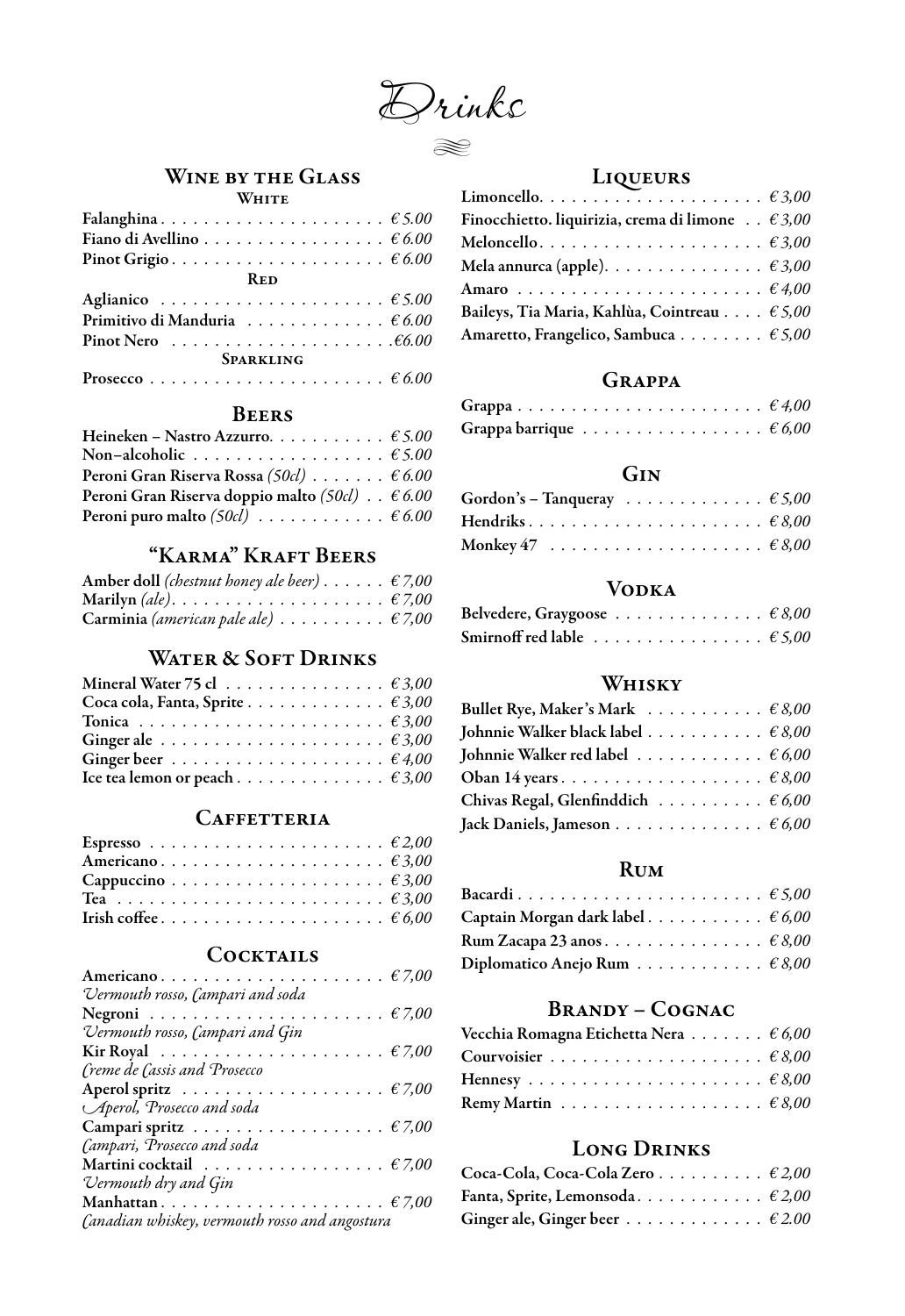# Drinks

## Wine by the Glass

### White

**Falanghina** . . . . . . . . . . . . . . . . . . . . . *€ 5.00*
**Fiano di Avellino** . . . . . . . . . . . . . . . . . *€ 6.00*
**Pinot Grigio** . . . . . . . . . . . . . . . . . . . . *€ 6.00*

### Red

**Aglianico** . . . . . . . . . . . . . . . . . . . . . *€ 5.00*
**Primitivo di Manduria** . . . . . . . . . . . . . *€ 6.00*
**Pinot Nero** . . . . . . . . . . . . . . . . . . . . *€6.00*

### Sparkling

**Prosecco** . . . . . . . . . . . . . . . . . . . . . . *€ 6.00*

## Beers

**Heineken – Nastro Azzurro** . . . . . . . . . . . *€ 5.00*
**Non–alcoholic** . . . . . . . . . . . . . . . . . . *€ 5.00*
**Peroni Gran Riserva Rossa** *(50cl)* . . . . . . . *€ 6.00*
**Peroni Gran Riserva doppio malto** *(50cl)* . . *€ 6.00*
**Peroni puro malto** *(50cl)* . . . . . . . . . . . *€ 6.00*

## "Karma" Kraft Beers

**Amber doll** *(chestnut honey ale beer)* . . . . . . *€ 7,00*
**Marilyn** *(ale)* . . . . . . . . . . . . . . . . . . . . *€ 7,00*
**Carminia** *(american pale ale)* . . . . . . . . . . *€ 7,00*

## Water & Soft Drinks

**Mineral Water 75 cl** . . . . . . . . . . . . . . . *€ 3,00*
**Coca cola, Fanta, Sprite** . . . . . . . . . . . . . *€ 3,00*
**Tonica** . . . . . . . . . . . . . . . . . . . . . . . *€ 3,00*
**Ginger ale** . . . . . . . . . . . . . . . . . . . . . *€ 3,00*
**Ginger beer** . . . . . . . . . . . . . . . . . . . . *€ 4,00*
**Ice tea lemon or peach** . . . . . . . . . . . . . . *€ 3,00*

## Caffetteria

**Espresso** . . . . . . . . . . . . . . . . . . . . . . *€ 2,00*
**Americano** . . . . . . . . . . . . . . . . . . . . . *€ 3,00*
**Cappuccino** . . . . . . . . . . . . . . . . . . . . *€ 3,00*
**Tea** . . . . . . . . . . . . . . . . . . . . . . . . . *€ 3,00*
**Irish coffee** . . . . . . . . . . . . . . . . . . . . . *€ 6,00*

## Cocktails

**Americano** . . . . . . . . . . . . . . . . . . . . . *€ 7,00*
*Vermouth rosso, Campari and soda*
**Negroni** . . . . . . . . . . . . . . . . . . . . . . *€ 7,00*
*Vermouth rosso, Campari and Gin*
**Kir Royal** . . . . . . . . . . . . . . . . . . . . . *€ 7,00*
*Creme de Cassis and Prosecco*
**Aperol spritz** . . . . . . . . . . . . . . . . . . . *€ 7,00*
*Aperol, Prosecco and soda*
**Campari spritz** . . . . . . . . . . . . . . . . . . *€ 7,00*
*Campari, Prosecco and soda*
**Martini cocktail** . . . . . . . . . . . . . . . . . *€ 7,00*
*Vermouth dry and Gin*
**Manhattan** . . . . . . . . . . . . . . . . . . . . . *€ 7,00*
*Canadian whiskey, vermouth rosso and angostura*

## Liqueurs

**Limoncello** . . . . . . . . . . . . . . . . . . . . . *€ 3,00*
**Finocchietto. liquirizia, crema di limone** . . *€ 3,00*
**Meloncello** . . . . . . . . . . . . . . . . . . . . . *€ 3,00*
**Mela annurca (apple)** . . . . . . . . . . . . . . *€ 3,00*
**Amaro** . . . . . . . . . . . . . . . . . . . . . . . *€ 4,00*
**Baileys, Tia Maria, Kahlùa, Cointreau** . . . . *€ 5,00*
**Amaretto, Frangelico, Sambuca** . . . . . . . . *€ 5,00*

## Grappa

**Grappa** . . . . . . . . . . . . . . . . . . . . . . . *€ 4,00*
**Grappa barrique** . . . . . . . . . . . . . . . . . *€ 6,00*

## Gin

**Gordon's – Tanqueray** . . . . . . . . . . . . . *€ 5,00*
**Hendriks** . . . . . . . . . . . . . . . . . . . . . . *€ 8,00*
**Monkey 47** . . . . . . . . . . . . . . . . . . . . *€ 8,00*

## Vodka

**Belvedere, Graygoose** . . . . . . . . . . . . . . *€ 8,00*
**Smirnoff red lable** . . . . . . . . . . . . . . . . *€ 5,00*

## Whisky

**Bullet Rye, Maker's Mark** . . . . . . . . . . . *€ 8,00*
**Johnnie Walker black label** . . . . . . . . . . . *€ 8,00*
**Johnnie Walker red label** . . . . . . . . . . . . *€ 6,00*
**Oban 14 years** . . . . . . . . . . . . . . . . . . . *€ 8,00*
**Chivas Regal, Glenfinddich** . . . . . . . . . . *€ 6,00*
**Jack Daniels, Jameson** . . . . . . . . . . . . . . *€ 6,00*

## Rum

**Bacardi** . . . . . . . . . . . . . . . . . . . . . . . *€ 5,00*
**Captain Morgan dark label** . . . . . . . . . . . *€ 6,00*
**Rum Zacapa 23 anos** . . . . . . . . . . . . . . . *€ 8,00*
**Diplomatico Anejo Rum** . . . . . . . . . . . . *€ 8,00*

## Brandy – Cognac

**Vecchia Romagna Etichetta Nera** . . . . . . . *€ 6,00*
**Courvoisier** . . . . . . . . . . . . . . . . . . . . *€ 8,00*
**Hennesy** . . . . . . . . . . . . . . . . . . . . . . *€ 8,00*
**Remy Martin** . . . . . . . . . . . . . . . . . . . *€ 8,00*

## Long Drinks

**Coca-Cola, Coca-Cola Zero** . . . . . . . . . . *€ 2,00*
**Fanta, Sprite, Lemonsoda** . . . . . . . . . . . . *€ 2,00*
**Ginger ale, Ginger beer** . . . . . . . . . . . . . *€ 2.00*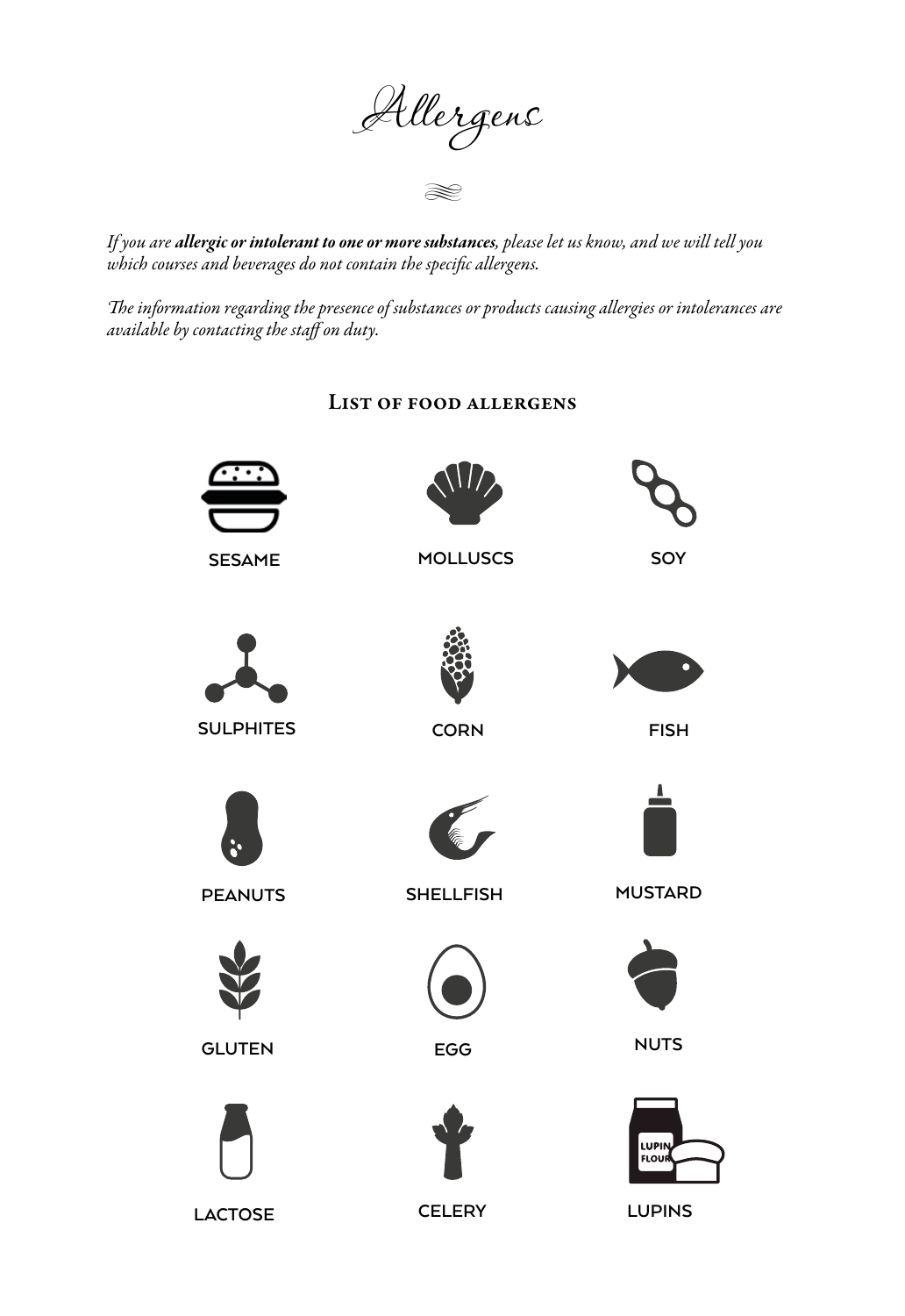# Allergens

*If you are* ***allergic or intolerant to one or more substances****, please let us know, and we will tell you which courses and beverages do not contain the specific allergens.*

*The information regarding the presence of substances or products causing allergies or intolerances are available by contacting the staff on duty.*

## List of food allergens

- SESAME
- MOLLUSCS
- SOY
- SULPHITES
- CORN
- FISH
- PEANUTS
- SHELLFISH
- MUSTARD
- GLUTEN
- EGG
- NUTS
- LACTOSE
- CELERY
- LUPINS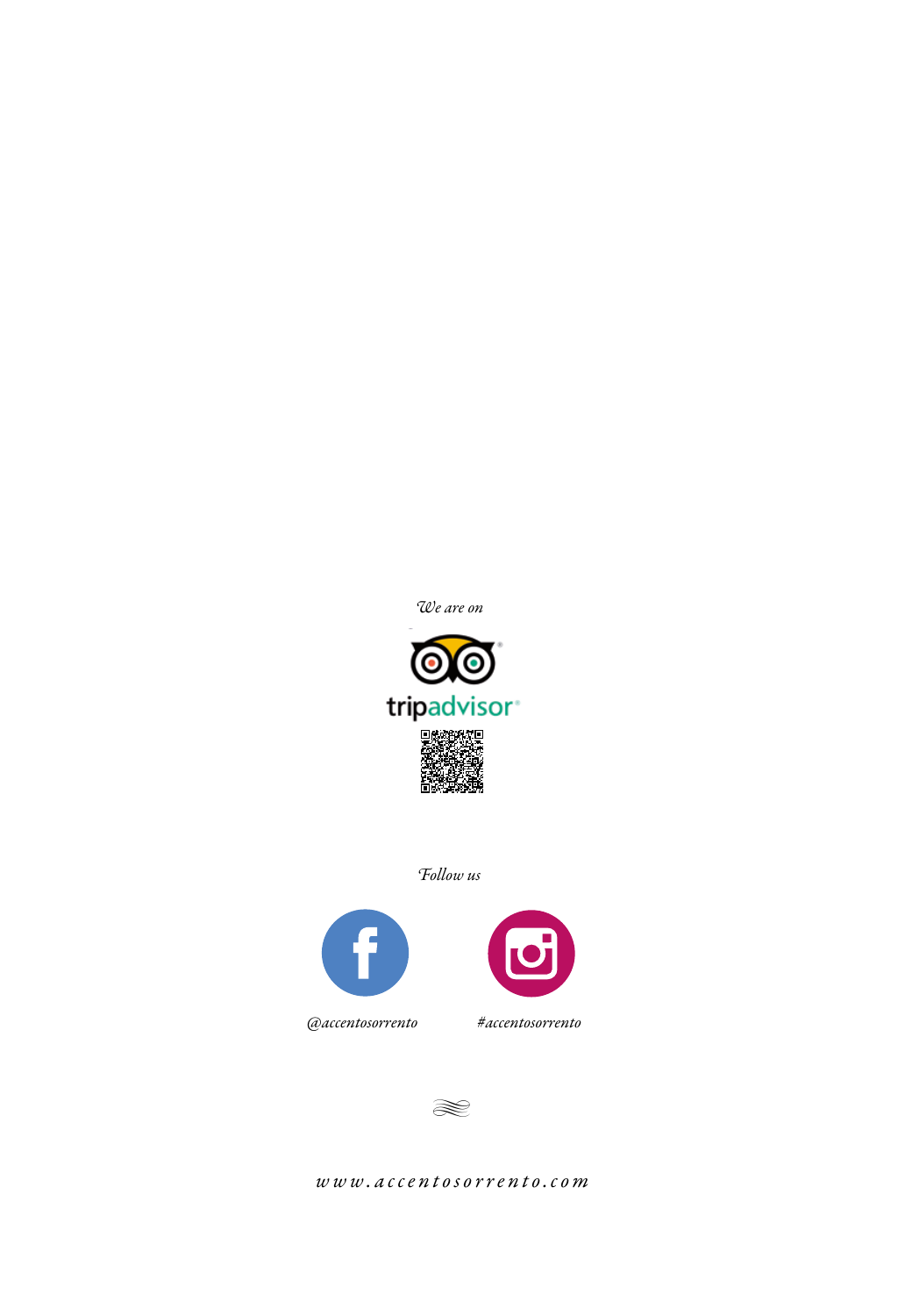*We are on*

tripadvisor

*Follow us*

*@accentosorrento*

*#accentosorrento*

*www.accentosorrento.com*